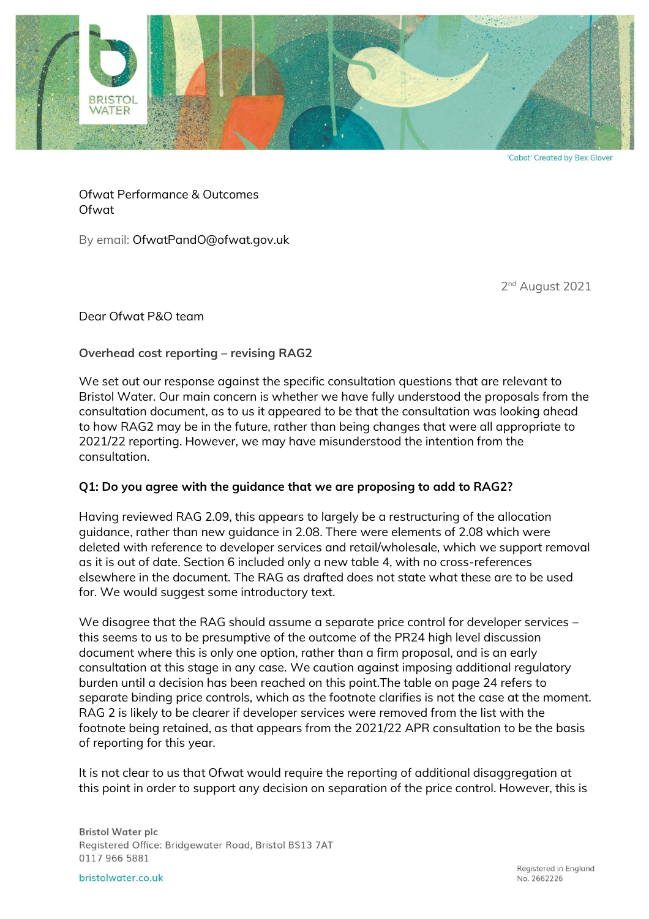Ofwat Performance & Outcomes
Ofwat

By email: OfwatPandO@ofwat.gov.uk

2nd August 2021

Dear Ofwat P&O team

**Overhead cost reporting – revising RAG2**

We set out our response against the specific consultation questions that are relevant to Bristol Water. Our main concern is whether we have fully understood the proposals from the consultation document, as to us it appeared to be that the consultation was looking ahead to how RAG2 may be in the future, rather than being changes that were all appropriate to 2021/22 reporting. However, we may have misunderstood the intention from the consultation.

**Q1: Do you agree with the guidance that we are proposing to add to RAG2?**

Having reviewed RAG 2.09, this appears to largely be a restructuring of the allocation guidance, rather than new guidance in 2.08. There were elements of 2.08 which were deleted with reference to developer services and retail/wholesale, which we support removal as it is out of date. Section 6 included only a new table 4, with no cross-references elsewhere in the document. The RAG as drafted does not state what these are to be used for. We would suggest some introductory text.

We disagree that the RAG should assume a separate price control for developer services – this seems to us to be presumptive of the outcome of the PR24 high level discussion document where this is only one option, rather than a firm proposal, and is an early consultation at this stage in any case. We caution against imposing additional regulatory burden until a decision has been reached on this point.The table on page 24 refers to separate binding price controls, which as the footnote clarifies is not the case at the moment. RAG 2 is likely to be clearer if developer services were removed from the list with the footnote being retained, as that appears from the 2021/22 APR consultation to be the basis of reporting for this year.

It is not clear to us that Ofwat would require the reporting of additional disaggregation at this point in order to support any decision on separation of the price control. However, this is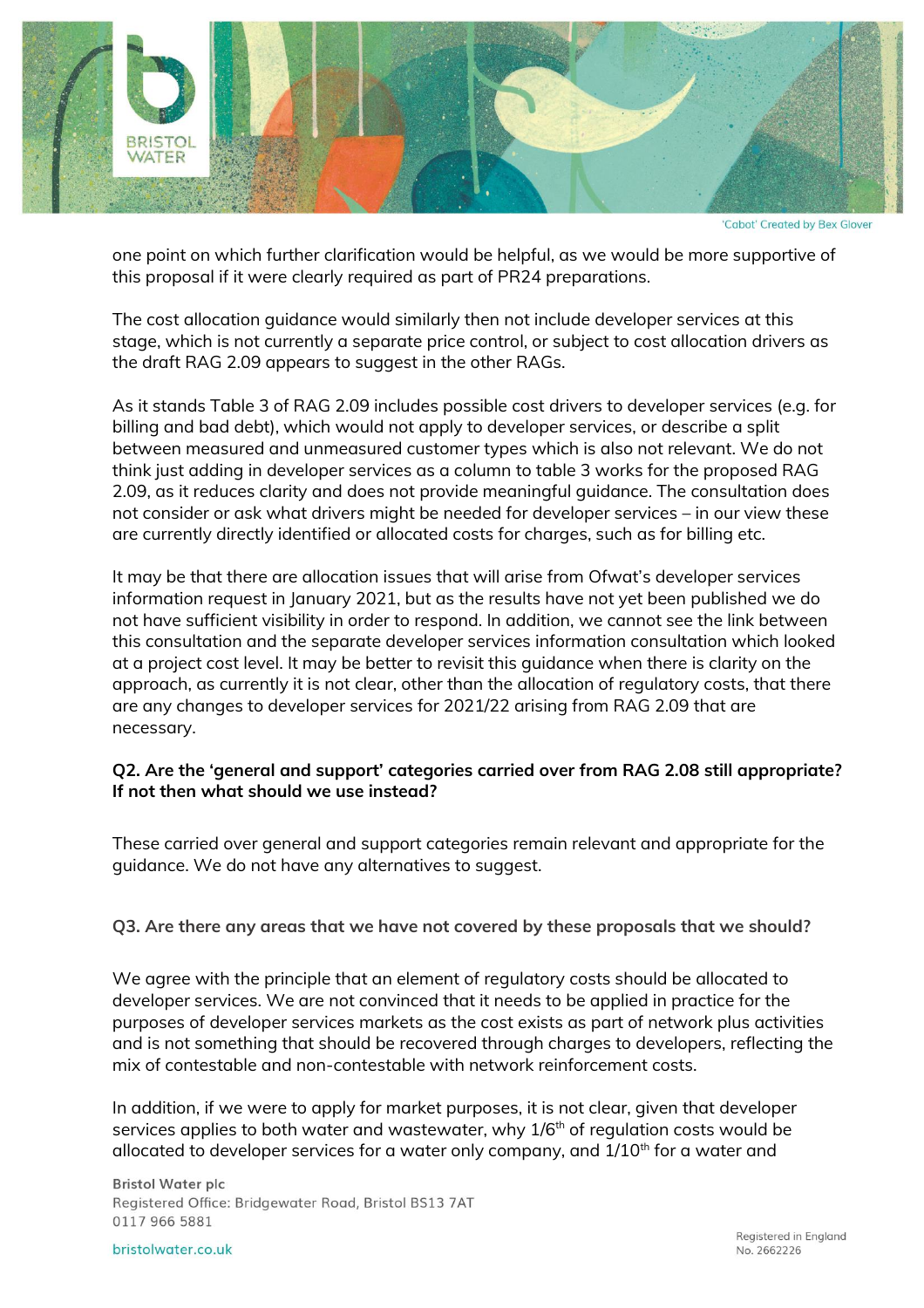one point on which further clarification would be helpful, as we would be more supportive of this proposal if it were clearly required as part of PR24 preparations.

The cost allocation guidance would similarly then not include developer services at this stage, which is not currently a separate price control, or subject to cost allocation drivers as the draft RAG 2.09 appears to suggest in the other RAGs.

As it stands Table 3 of RAG 2.09 includes possible cost drivers to developer services (e.g. for billing and bad debt), which would not apply to developer services, or describe a split between measured and unmeasured customer types which is also not relevant. We do not think just adding in developer services as a column to table 3 works for the proposed RAG 2.09, as it reduces clarity and does not provide meaningful guidance. The consultation does not consider or ask what drivers might be needed for developer services – in our view these are currently directly identified or allocated costs for charges, such as for billing etc.

It may be that there are allocation issues that will arise from Ofwat's developer services information request in January 2021, but as the results have not yet been published we do not have sufficient visibility in order to respond. In addition, we cannot see the link between this consultation and the separate developer services information consultation which looked at a project cost level. It may be better to revisit this guidance when there is clarity on the approach, as currently it is not clear, other than the allocation of regulatory costs, that there are any changes to developer services for 2021/22 arising from RAG 2.09 that are necessary.

**Q2. Are the 'general and support' categories carried over from RAG 2.08 still appropriate? If not then what should we use instead?**

These carried over general and support categories remain relevant and appropriate for the guidance. We do not have any alternatives to suggest.

**Q3. Are there any areas that we have not covered by these proposals that we should?**

We agree with the principle that an element of regulatory costs should be allocated to developer services. We are not convinced that it needs to be applied in practice for the purposes of developer services markets as the cost exists as part of network plus activities and is not something that should be recovered through charges to developers, reflecting the mix of contestable and non-contestable with network reinforcement costs.

In addition, if we were to apply for market purposes, it is not clear, given that developer services applies to both water and wastewater, why 1/6th of regulation costs would be allocated to developer services for a water only company, and 1/10th for a water and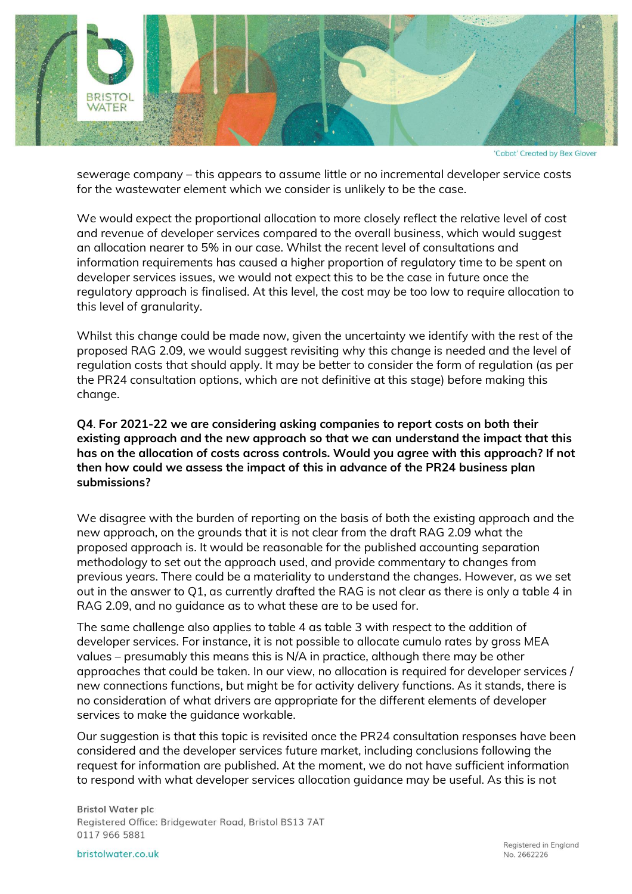sewerage company – this appears to assume little or no incremental developer service costs for the wastewater element which we consider is unlikely to be the case.

We would expect the proportional allocation to more closely reflect the relative level of cost and revenue of developer services compared to the overall business, which would suggest an allocation nearer to 5% in our case. Whilst the recent level of consultations and information requirements has caused a higher proportion of regulatory time to be spent on developer services issues, we would not expect this to be the case in future once the regulatory approach is finalised. At this level, the cost may be too low to require allocation to this level of granularity.

Whilst this change could be made now, given the uncertainty we identify with the rest of the proposed RAG 2.09, we would suggest revisiting why this change is needed and the level of regulation costs that should apply. It may be better to consider the form of regulation (as per the PR24 consultation options, which are not definitive at this stage) before making this change.

**Q4. For 2021-22 we are considering asking companies to report costs on both their existing approach and the new approach so that we can understand the impact that this has on the allocation of costs across controls. Would you agree with this approach? If not then how could we assess the impact of this in advance of the PR24 business plan submissions?**

We disagree with the burden of reporting on the basis of both the existing approach and the new approach, on the grounds that it is not clear from the draft RAG 2.09 what the proposed approach is. It would be reasonable for the published accounting separation methodology to set out the approach used, and provide commentary to changes from previous years. There could be a materiality to understand the changes. However, as we set out in the answer to Q1, as currently drafted the RAG is not clear as there is only a table 4 in RAG 2.09, and no guidance as to what these are to be used for.

The same challenge also applies to table 4 as table 3 with respect to the addition of developer services. For instance, it is not possible to allocate cumulo rates by gross MEA values – presumably this means this is N/A in practice, although there may be other approaches that could be taken. In our view, no allocation is required for developer services / new connections functions, but might be for activity delivery functions. As it stands, there is no consideration of what drivers are appropriate for the different elements of developer services to make the guidance workable.

Our suggestion is that this topic is revisited once the PR24 consultation responses have been considered and the developer services future market, including conclusions following the request for information are published. At the moment, we do not have sufficient information to respond with what developer services allocation guidance may be useful. As this is not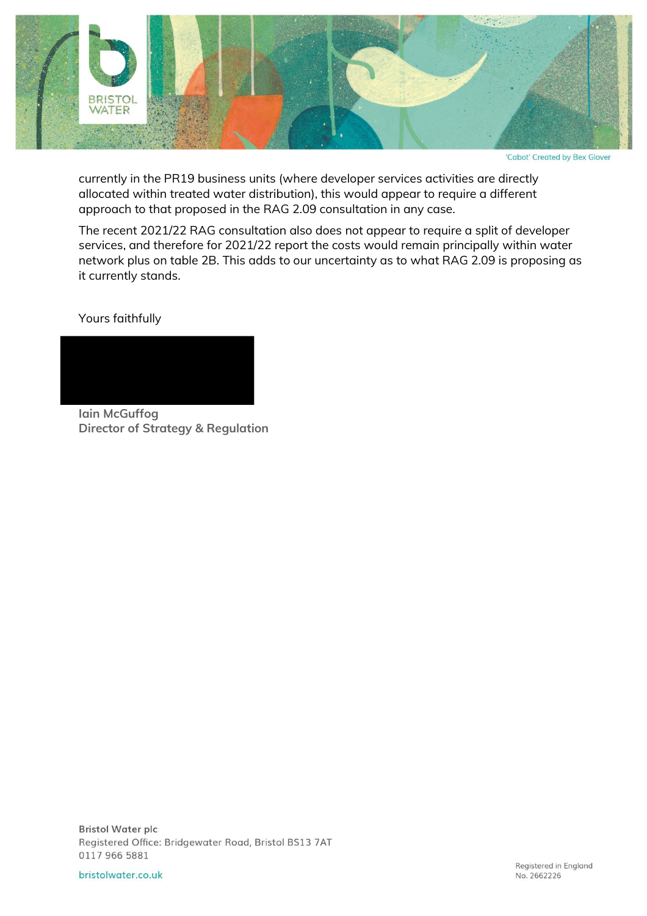currently in the PR19 business units (where developer services activities are directly allocated within treated water distribution), this would appear to require a different approach to that proposed in the RAG 2.09 consultation in any case.

The recent 2021/22 RAG consultation also does not appear to require a split of developer services, and therefore for 2021/22 report the costs would remain principally within water network plus on table 2B. This adds to our uncertainty as to what RAG 2.09 is proposing as it currently stands.

Yours faithfully

**Iain McGuffog**
**Director of Strategy & Regulation**

**Bristol Water plc**
Registered Office: Bridgewater Road, Bristol BS13 7AT
0117 966 5881

bristolwater.co.uk

Registered in England
No. 2662226